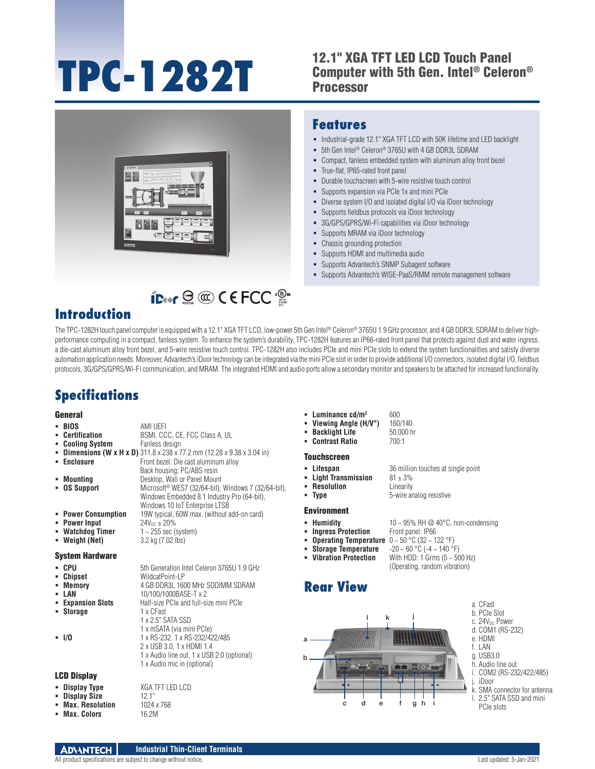# TPC-1282T

## 12.1" XGA TFT LED LCD Touch Panel Computer with 5th Gen. Intel® Celeron® Processor

## Features

- Industrial-grade 12.1" XGA TFT LCD with 50K lifetime and LED backlight
- 5th Gen Intel® Celeron® 3765U with 4 GB DDR3L SDRAM
- Compact, fanless embedded system with aluminum alloy front bezel
- True-flat, IP65-rated front panel
- Durable touchscreen with 5-wire resistive touch control
- Supports PCIe expansion via PCIe 1x and mini PCIe
- Diverse system I/O and isolated digital I/O via iDoor technology
- Supports fieldbus protocols via iDoor technology
- 3G/GPS/GPRS/Wi-Fi capabilities via iDoor technology
- Supports MRAM via iDoor technology
- Chassis grounding protection
- Supports HDMI and multimedia audio
- Supports Advantech's SNMP Subagent software
- Supports Advantech's WISE-PaaS/RMM remote management software

## Introduction

The TPC-1282H touch panel computer is equipped with a 12.1" XGA TFT LCD, low-power 5th Gen Intel® Celeron® 3765U 1.9 GHz processor, and 4 GB DDR3L SDRAM to deliver high-performance computing in a compact, fanless system. To enhance the system's durability, TPC-1282H features an IP66-rated front panel that protects against dust and water ingress, a die-cast aluminum alloy front bezel, and 5-wire resistive touch control. TPC-1282H also includes PCIe and mini PCIe slots to extend the system functionalities and satisfy diverse automation application needs. Moreover, Advantech's iDoor technology can be integrated via the mini PCIe slot in order to provide additional I/O connectors, isolated digital I/O, fieldbus protocols, 3G/GPS/GPRS/Wi-Fi communication, and MRAM. The integrated HDMI and audio ports allow a secondary monitor and speakers to be attached for increased functionality.

## Specifications

### General

- **BIOS**: AMI UEFI
- **Certification**: BSMI, CCC, CE, FCC Class A, UL
- **Cooling System**: Fanless design
- **Dimensions (W x H x D)**: 311.8 x 238 x 77.2 mm (12.28 x 9.38 x 3.04 in)
- **Enclosure**: Front bezel: Die cast aluminum alloy
  Back housing: PC/ABS resin
- **Mounting**: Desktop, Wall or Panel Mount
- **OS Support**: Microsoft® WES7 (32/64-bit), Windows 7 (32/64-bit), Windows Embedded 8.1 Industry Pro (64-bit), Windows 10 IoT Enterprise LTSB
- **Power Consumption**: 19W typical, 60W max. (without add-on card)
- **Power Input**: $24V_{DC} \pm 20\%$
- **Watchdog Timer**: 1 ~ 255 sec (system)
- **Weight (Net)**: 3.2 kg (7.02 lbs)

### System Hardware

- **CPU**: 5th Generation Intel Celeron 3765U 1.9 GHz
- **Chipset**: WildcatPoint-LP
- **Memory**: 4 GB DDR3L 1600 MHz SODIMM SDRAM
- **LAN**: 10/100/1000BASE-T x 2
- **Expansion Slots**: Half-size PCIe and full-size mini PCIe
- **Storage**: 1 x CFast
  1 x 2.5" SATA SSD
  1 x mSATA (via mini PCIe)
- **I/O**: 1 x RS-232, 1 x RS-232/422/485
  2 x USB 3.0, 1 x HDMI 1.4
  1 x Audio line out, 1 x USB 2.0 (optional)
  1 x Audio mic in (optional)

### LCD Display

- **Display Type**: XGA TFT LED LCD
- **Display Size**: 12.1"
- **Max. Resolution**: 1024 x 768
- **Max. Colors**: 16.2M
- **Luminance cd/m²**: 600
- **Viewing Angle (H/V°)**: 160/140
- **Backlight Life**: 50,000 hr
- **Contrast Ratio**: 700:1

### Touchscreen

- **Lifespan**: 36 million touches at single point
- **Light Transmission**: 81 ± 3%
- **Resolution**: Linearity
- **Type**: 5-wire analog resistive

### Environment

- **Humidity**: 10 ~ 95% RH @ 40°C, non-condensing
- **Ingress Protection**: Front panel: IP66
- **Operating Temperature**: 0 ~ 50 °C (32 ~ 122 °F)
- **Storage Temperature**: -20 ~ 60 °C (-4 ~ 140 °F)
- **Vibration Protection**: With HDD: 1 Grms (5 ~ 500 Hz) (Operating, random vibration)

## Rear View

a. CFast
b. PCIe Slot
c. $24V_{DC}$ Power
d. COM1 (RS-232)
e. HDMI
f. LAN
g. USB3.0
h. Audio line out
i. COM2 (RS-232/422/485)
j. iDoor
k. SMA connector for antenna
l. 2.5" SATA SSD and mini PCIe slots

Industrial Thin-Client Terminals

All product specifications are subject to change without notice. Last updated: 5-Jan-2021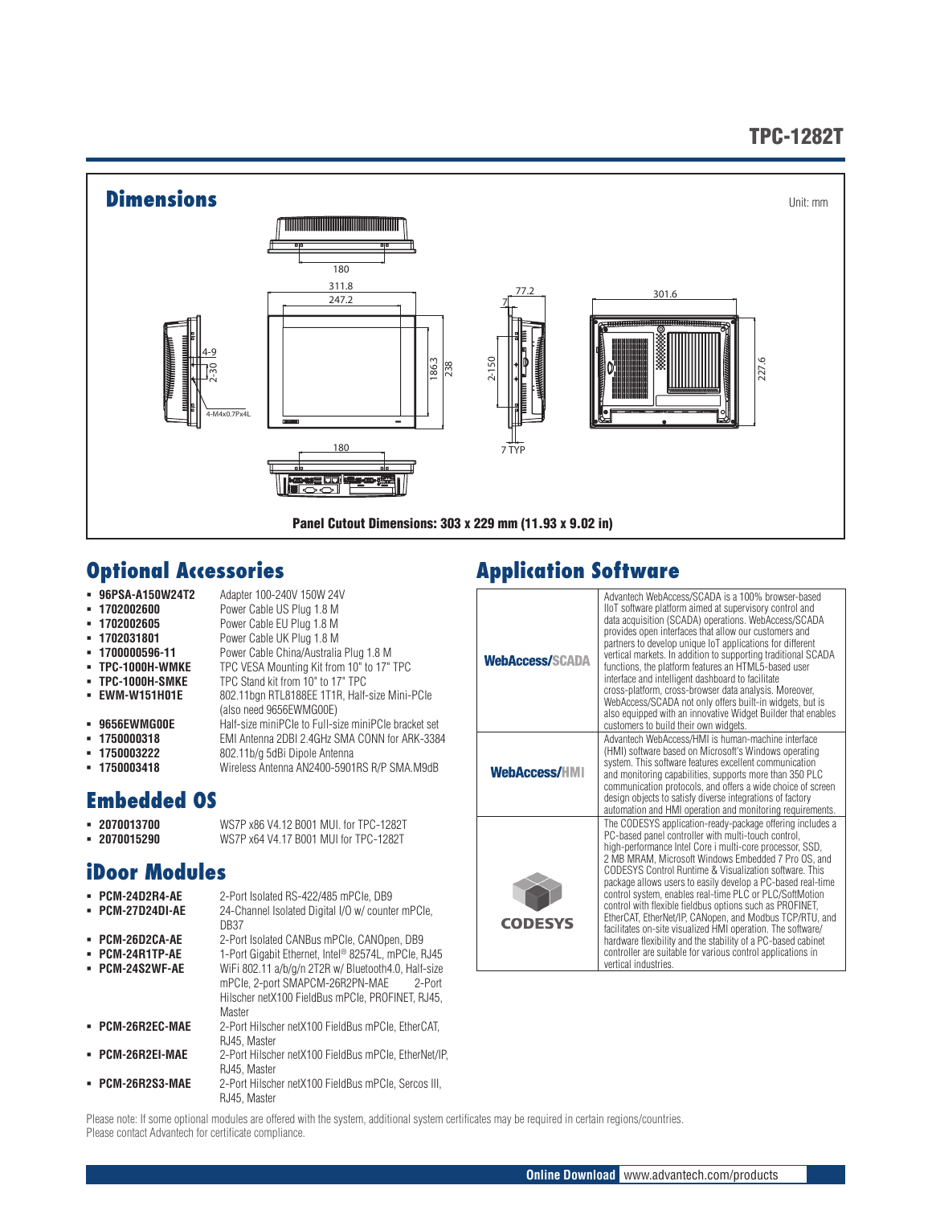## Dimensions

Unit: mm

180

311.8

247.2

77.2

7

301.6

4-9

2-30

4-M4x0.7Px4L

186.3

238

2-150

227.6

180

7 TYP

**Panel Cutout Dimensions: 303 x 229 mm (11.93 x 9.02 in)**

## Optional Accessories

- **96PSA-A150W24T2** Adapter 100-240V 150W 24V
- **1702002600** Power Cable US Plug 1.8 M
- **1702002605** Power Cable EU Plug 1.8 M
- **1702031801** Power Cable UK Plug 1.8 M
- **1700000596-11** Power Cable China/Australia Plug 1.8 M
- **TPC-1000H-WMKE** TPC VESA Mounting Kit from 10" to 17" TPC
- **TPC-1000H-SMKE** TPC Stand kit from 10" to 17" TPC
- **EWM-W151H01E** 802.11bgn RTL8188EE 1T1R, Half-size Mini-PCIe (also need 9656EWMG00E)
- **9656EWMG00E** Half-size miniPCIe to Full-size miniPCIe bracket set
- **1750000318** EMI Antenna 2DBI 2.4GHz SMA CONN for ARK-3384
- **1750003222** 802.11b/g 5dBi Dipole Antenna
- **1750003418** Wireless Antenna AN2400-5901RS R/P SMA.M9dB

## Embedded OS

- **2070013700** WS7P x86 V4.12 B001 MUI. for TPC-1282T
- **2070015290** WS7P x64 V4.17 B001 MUI for TPC-1282T

## iDoor Modules

- **PCM-24D2R4-AE** 2-Port Isolated RS-422/485 mPCIe, DB9
- **PCM-27D24DI-AE** 24-Channel Isolated Digital I/O w/ counter mPCIe, DB37
- **PCM-26D2CA-AE** 2-Port Isolated CANBus mPCIe, CANOpen, DB9
- **PCM-24R1TP-AE** 1-Port Gigabit Ethernet, Intel® 82574L, mPCIe, RJ45
- **PCM-24S2WF-AE** WiFi 802.11 a/b/g/n 2T2R w/ Bluetooth4.0, Half-size mPCIe, 2-port SMAPCM-26R2PN-MAE 2-Port Hilscher netX100 FieldBus mPCIe, PROFINET, RJ45, Master
- **PCM-26R2EC-MAE** 2-Port Hilscher netX100 FieldBus mPCIe, EtherCAT, RJ45, Master
- **PCM-26R2EI-MAE** 2-Port Hilscher netX100 FieldBus mPCIe, EtherNet/IP, RJ45, Master
- **PCM-26R2S3-MAE** 2-Port Hilscher netX100 FieldBus mPCIe, Sercos III, RJ45, Master

## Application Software

| | |
|---|---|
| WebAccess/SCADA | Advantech WebAccess/SCADA is a 100% browser-based IIoT software platform aimed at supervisory control and data acquisition (SCADA) operations. WebAccess/SCADA provides open interfaces that allow our customers and partners to develop unique IoT applications for different vertical markets. In addition to supporting traditional SCADA functions, the platform features an HTML5-based user interface and intelligent dashboard to facilitate cross-platform, cross-browser data analysis. Moreover, WebAccess/SCADA not only offers built-in widgets, but is also equipped with an innovative Widget Builder that enables customers to build their own widgets. |
| WebAccess/HMI | Advantech WebAccess/HMI is human-machine interface (HMI) software based on Microsoft's Windows operating system. This software features excellent communication and monitoring capabilities, supports more than 350 PLC communication protocols, and offers a wide choice of screen design objects to satisfy diverse integrations of factory automation and HMI operation and monitoring requirements. |
| CODESYS | The CODESYS application-ready-package offering includes a PC-based panel controller with multi-touch control, high-performance Intel Core i multi-core processor, SSD, 2 MB MRAM, Microsoft Windows Embedded 7 Pro OS, and CODESYS Control Runtime & Visualization software. This package allows users to easily develop a PC-based real-time control system, enables real-time PLC or PLC/SoftMotion control with flexible fieldbus options such as PROFINET, EtherCAT, EtherNet/IP, CANopen, and Modbus TCP/RTU, and facilitates on-site visualized HMI operation. The software/hardware flexibility and the stability of a PC-based cabinet controller are suitable for various control applications in vertical industries. |

Please note: If some optional modules are offered with the system, additional system certificates may be required in certain regions/countries. Please contact Advantech for certificate compliance.